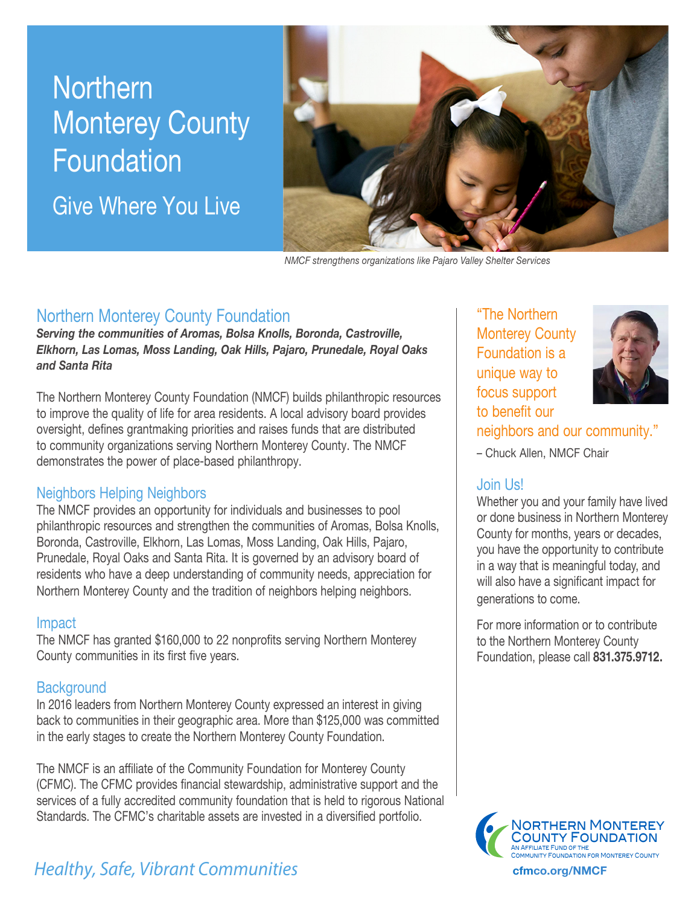# Northern Monterey County Foundation

## Give Where You Live

*NMCF strengthens organizations like Pajaro Valley Shelter Services*

## Northern Monterey County Foundation

***Serving the communities of Aromas, Bolsa Knolls, Boronda, Castroville, Elkhorn, Las Lomas, Moss Landing, Oak Hills, Pajaro, Prunedale, Royal Oaks and Santa Rita***

The Northern Monterey County Foundation (NMCF) builds philanthropic resources to improve the quality of life for area residents. A local advisory board provides oversight, defines grantmaking priorities and raises funds that are distributed to community organizations serving Northern Monterey County. The NMCF demonstrates the power of place-based philanthropy.

### Neighbors Helping Neighbors

The NMCF provides an opportunity for individuals and businesses to pool philanthropic resources and strengthen the communities of Aromas, Bolsa Knolls, Boronda, Castroville, Elkhorn, Las Lomas, Moss Landing, Oak Hills, Pajaro, Prunedale, Royal Oaks and Santa Rita. It is governed by an advisory board of residents who have a deep understanding of community needs, appreciation for Northern Monterey County and the tradition of neighbors helping neighbors.

### Impact

The NMCF has granted $160,000 to 22 nonprofits serving Northern Monterey County communities in its first five years.

### Background

In 2016 leaders from Northern Monterey County expressed an interest in giving back to communities in their geographic area. More than $125,000 was committed in the early stages to create the Northern Monterey County Foundation.

The NMCF is an affiliate of the Community Foundation for Monterey County (CFMC). The CFMC provides financial stewardship, administrative support and the services of a fully accredited community foundation that is held to rigorous National Standards. The CFMC's charitable assets are invested in a diversified portfolio.

"The Northern Monterey County Foundation is a unique way to focus support to benefit our neighbors and our community."

– Chuck Allen, NMCF Chair

### Join Us!

Whether you and your family have lived or done business in Northern Monterey County for months, years or decades, you have the opportunity to contribute in a way that is meaningful today, and will also have a significant impact for generations to come.

For more information or to contribute to the Northern Monterey County Foundation, please call **831.375.9712.**

*Healthy, Safe, Vibrant Communities*

NORTHERN MONTEREY COUNTY FOUNDATION
AN AFFILIATE FUND OF THE COMMUNITY FOUNDATION FOR MONTEREY COUNTY

**cfmco.org/NMCF**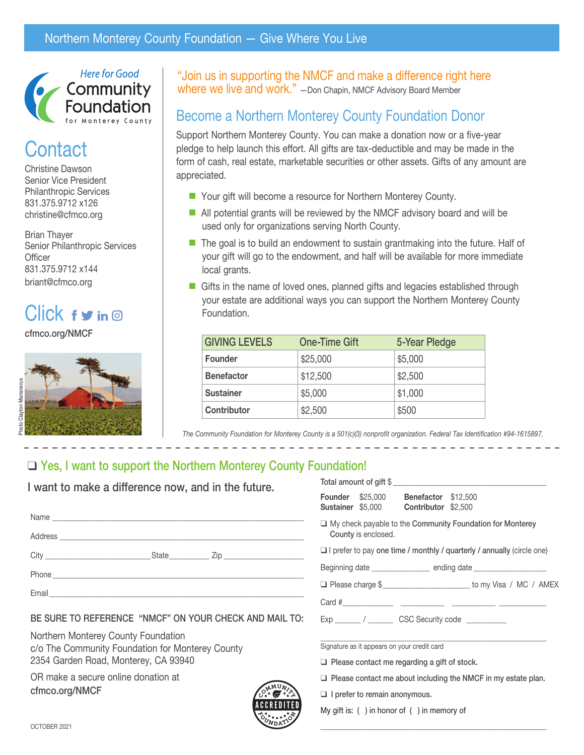Northern Monterey County Foundation — Give Where You Live

Here for Good
Community Foundation for Monterey County

## Contact

Christine Dawson
Senior Vice President
Philanthropic Services
831.375.9712 x126
christine@cfmco.org

Brian Thayer
Senior Philanthropic Services Officer
831.375.9712 x144
briant@cfmco.org

## Click

cfmco.org/NMCF

Photo Clayton Mansnerus

"Join us in supporting the NMCF and make a difference right here where we live and work." —Don Chapin, NMCF Advisory Board Member

## Become a Northern Monterey County Foundation Donor

Support Northern Monterey County. You can make a donation now or a five-year pledge to help launch this effort. All gifts are tax-deductible and may be made in the form of cash, real estate, marketable securities or other assets. Gifts of any amount are appreciated.

- Your gift will become a resource for Northern Monterey County.
- All potential grants will be reviewed by the NMCF advisory board and will be used only for organizations serving North County.
- The goal is to build an endowment to sustain grantmaking into the future. Half of your gift will go to the endowment, and half will be available for more immediate local grants.
- Gifts in the name of loved ones, planned gifts and legacies established through your estate are additional ways you can support the Northern Monterey County Foundation.

| GIVING LEVELS | One-Time Gift | 5-Year Pledge |
|---|---|---|
| **Founder** | $25,000 | $5,000 |
| **Benefactor** | $12,500 | $2,500 |
| **Sustainer** | $5,000 | $1,000 |
| **Contributor** | $2,500 | $500 |

*The Community Foundation for Monterey County is a 501(c)(3) nonprofit organization. Federal Tax Identification #94-1615897.*

---

## ❑ Yes, I want to support the Northern Monterey County Foundation!

I want to make a difference now, and in the future.

Name ______________________________

Address ______________________________

City ______________ State ________ Zip ____________

Phone ______________________________

Email ______________________________

**BE SURE TO REFERENCE "NMCF" ON YOUR CHECK AND MAIL TO:**

Northern Monterey County Foundation
c/o The Community Foundation for Monterey County
2354 Garden Road, Monterey, CA 93940

OR make a secure online donation at
**cfmco.org/NMCF**

Total amount of gift $ ______________________________

**Founder** $25,000 **Benefactor** $12,500
**Sustainer** $5,000 **Contributor** $2,500

❑ My check payable to the **Community Foundation for Monterey County** is enclosed.

❑ I prefer to pay **one time / monthly / quarterly / annually** (circle one)

Beginning date ____________ ending date ______________

❑ Please charge $________________ to my Visa / MC / AMEX

Card #__________ __________ __________ __________

Exp ______ / ______ CSC Security code ________

______________________________
Signature as it appears on your credit card

❑ **Please contact me regarding a gift of stock.**

❑ **Please contact me about including the NMCF in my estate plan.**

❑ **I prefer to remain anonymous.**

My gift is: ( ) in honor of ( ) in memory of

______________________________

COMMUNITY ACCREDITED FOUNDATION

OCTOBER 2021